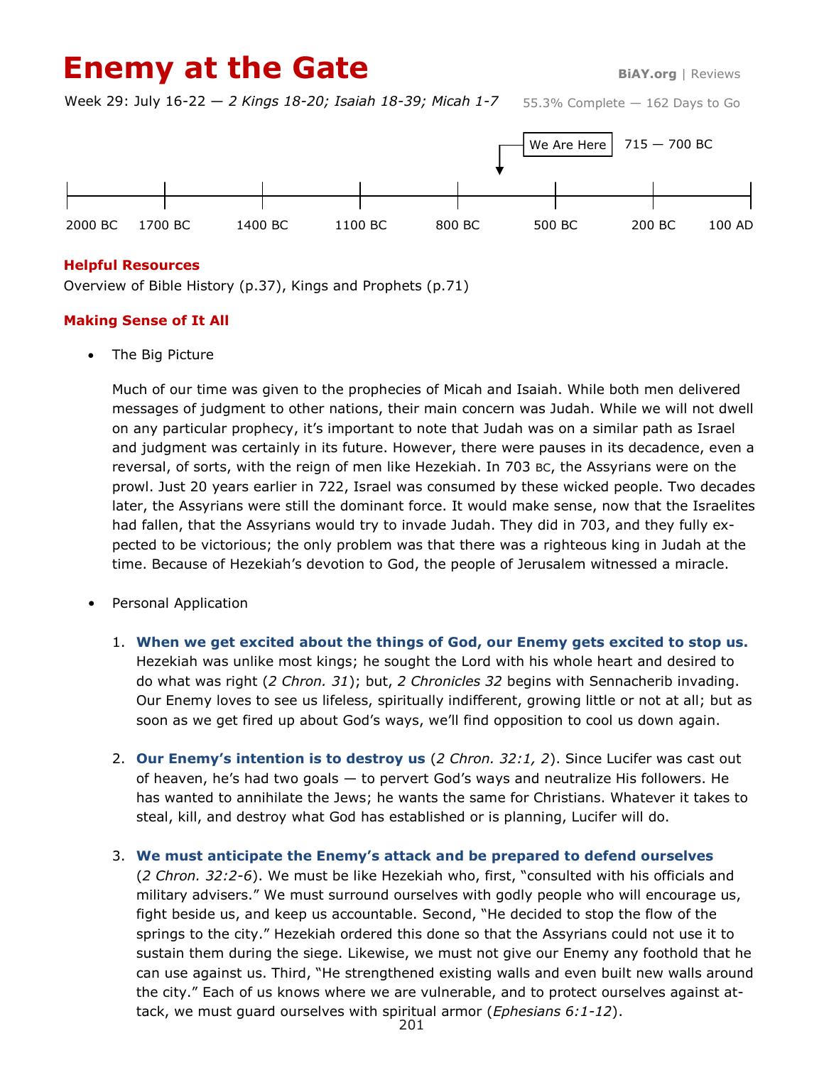# Enemy at the Gate

BiAY.org | Reviews

Week 29: July 16-22 — *2 Kings 18-20; Isaiah 18-39; Micah 1-7*

55.3% Complete — 162 Days to Go

We Are Here — 715 — 700 BC

2000 BC | 1700 BC | 1400 BC | 1100 BC | 800 BC | 500 BC | 200 BC | 100 AD

## Helpful Resources

Overview of Bible History (p.37), Kings and Prophets (p.71)

## Making Sense of It All

- The Big Picture

  Much of our time was given to the prophecies of Micah and Isaiah. While both men delivered messages of judgment to other nations, their main concern was Judah. While we will not dwell on any particular prophecy, it's important to note that Judah was on a similar path as Israel and judgment was certainly in its future. However, there were pauses in its decadence, even a reversal, of sorts, with the reign of men like Hezekiah. In 703 BC, the Assyrians were on the prowl. Just 20 years earlier in 722, Israel was consumed by these wicked people. Two decades later, the Assyrians were still the dominant force. It would make sense, now that the Israelites had fallen, that the Assyrians would try to invade Judah. They did in 703, and they fully expected to be victorious; the only problem was that there was a righteous king in Judah at the time. Because of Hezekiah's devotion to God, the people of Jerusalem witnessed a miracle.

- Personal Application

  1. **When we get excited about the things of God, our Enemy gets excited to stop us.** Hezekiah was unlike most kings; he sought the Lord with his whole heart and desired to do what was right (*2 Chron. 31*); but, *2 Chronicles 32* begins with Sennacherib invading. Our Enemy loves to see us lifeless, spiritually indifferent, growing little or not at all; but as soon as we get fired up about God's ways, we'll find opposition to cool us down again.

  2. **Our Enemy's intention is to destroy us** (*2 Chron. 32:1, 2*). Since Lucifer was cast out of heaven, he's had two goals — to pervert God's ways and neutralize His followers. He has wanted to annihilate the Jews; he wants the same for Christians. Whatever it takes to steal, kill, and destroy what God has established or is planning, Lucifer will do.

  3. **We must anticipate the Enemy's attack and be prepared to defend ourselves** (*2 Chron. 32:2-6*). We must be like Hezekiah who, first, "consulted with his officials and military advisers." We must surround ourselves with godly people who will encourage us, fight beside us, and keep us accountable. Second, "He decided to stop the flow of the springs to the city." Hezekiah ordered this done so that the Assyrians could not use it to sustain them during the siege. Likewise, we must not give our Enemy any foothold that he can use against us. Third, "He strengthened existing walls and even built new walls around the city." Each of us knows where we are vulnerable, and to protect ourselves against attack, we must guard ourselves with spiritual armor (*Ephesians 6:1-12*).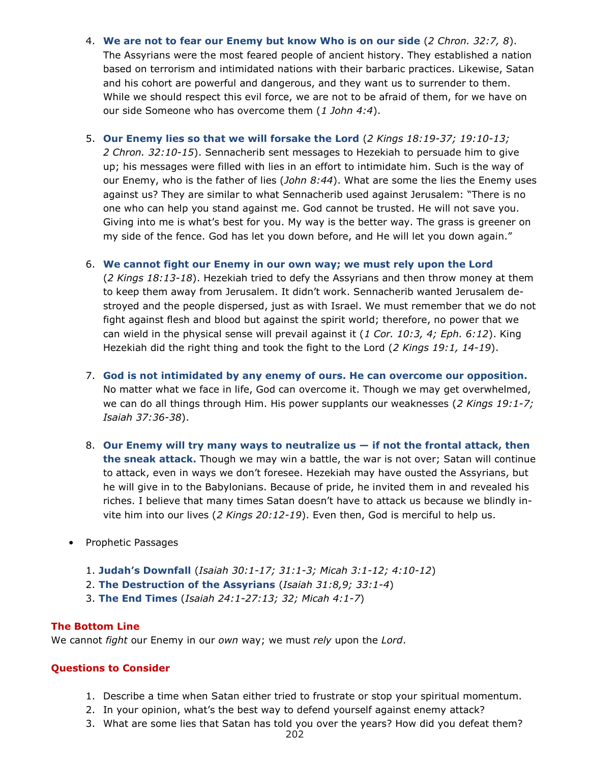4. **We are not to fear our Enemy but know Who is on our side** (*2 Chron. 32:7, 8*). The Assyrians were the most feared people of ancient history. They established a nation based on terrorism and intimidated nations with their barbaric practices. Likewise, Satan and his cohort are powerful and dangerous, and they want us to surrender to them. While we should respect this evil force, we are not to be afraid of them, for we have on our side Someone who has overcome them (*1 John 4:4*).

5. **Our Enemy lies so that we will forsake the Lord** (*2 Kings 18:19-37; 19:10-13; 2 Chron. 32:10-15*). Sennacherib sent messages to Hezekiah to persuade him to give up; his messages were filled with lies in an effort to intimidate him. Such is the way of our Enemy, who is the father of lies (*John 8:44*). What are some the lies the Enemy uses against us? They are similar to what Sennacherib used against Jerusalem: "There is no one who can help you stand against me. God cannot be trusted. He will not save you. Giving into me is what's best for you. My way is the better way. The grass is greener on my side of the fence. God has let you down before, and He will let you down again."

6. **We cannot fight our Enemy in our own way; we must rely upon the Lord** (*2 Kings 18:13-18*). Hezekiah tried to defy the Assyrians and then throw money at them to keep them away from Jerusalem. It didn't work. Sennacherib wanted Jerusalem destroyed and the people dispersed, just as with Israel. We must remember that we do not fight against flesh and blood but against the spirit world; therefore, no power that we can wield in the physical sense will prevail against it (*1 Cor. 10:3, 4; Eph. 6:12*). King Hezekiah did the right thing and took the fight to the Lord (*2 Kings 19:1, 14-19*).

7. **God is not intimidated by any enemy of ours. He can overcome our opposition.** No matter what we face in life, God can overcome it. Though we may get overwhelmed, we can do all things through Him. His power supplants our weaknesses (*2 Kings 19:1-7; Isaiah 37:36-38*).

8. **Our Enemy will try many ways to neutralize us — if not the frontal attack, then the sneak attack.** Though we may win a battle, the war is not over; Satan will continue to attack, even in ways we don't foresee. Hezekiah may have ousted the Assyrians, but he will give in to the Babylonians. Because of pride, he invited them in and revealed his riches. I believe that many times Satan doesn't have to attack us because we blindly invite him into our lives (*2 Kings 20:12-19*). Even then, God is merciful to help us.

- Prophetic Passages

  1. **Judah's Downfall** (*Isaiah 30:1-17; 31:1-3; Micah 3:1-12; 4:10-12*)
  2. **The Destruction of the Assyrians** (*Isaiah 31:8,9; 33:1-4*)
  3. **The End Times** (*Isaiah 24:1-27:13; 32; Micah 4:1-7*)

### The Bottom Line

We cannot *fight* our Enemy in our *own* way; we must *rely* upon the *Lord*.

### Questions to Consider

1. Describe a time when Satan either tried to frustrate or stop your spiritual momentum.
2. In your opinion, what's the best way to defend yourself against enemy attack?
3. What are some lies that Satan has told you over the years? How did you defeat them?